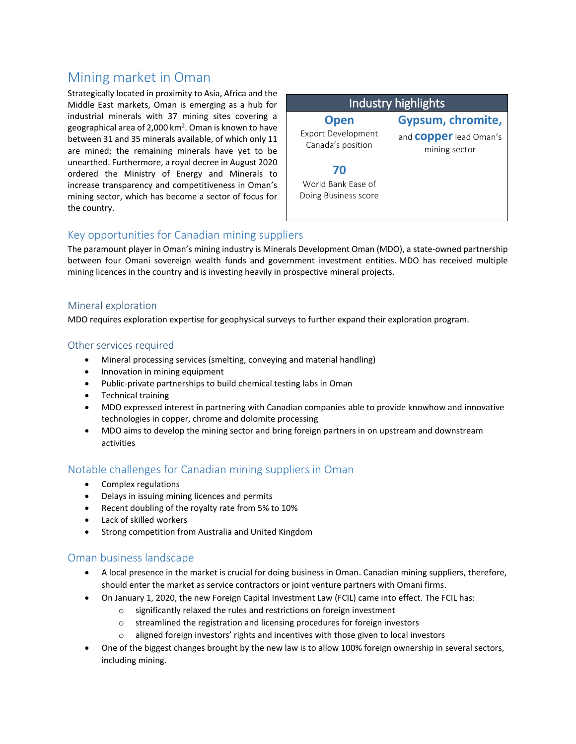# Mining market in Oman

Strategically located in proximity to Asia, Africa and the Middle East markets, Oman is emerging as a hub for industrial minerals with 37 mining sites covering a geographical area of 2,000 km$^2$. Oman is known to have between 31 and 35 minerals available, of which only 11 are mined; the remaining minerals have yet to be unearthed. Furthermore, a royal decree in August 2020 ordered the Ministry of Energy and Minerals to increase transparency and competitiveness in Oman's mining sector, which has become a sector of focus for the country.

**Industry highlights**

**Open**
Export Development Canada's position

**Gypsum, chromite,** and **copper** lead Oman's mining sector

**70**
World Bank Ease of Doing Business score

## Key opportunities for Canadian mining suppliers

The paramount player in Oman's mining industry is Minerals Development Oman (MDO), a state-owned partnership between four Omani sovereign wealth funds and government investment entities. MDO has received multiple mining licences in the country and is investing heavily in prospective mineral projects.

### Mineral exploration

MDO requires exploration expertise for geophysical surveys to further expand their exploration program.

### Other services required

- Mineral processing services (smelting, conveying and material handling)
- Innovation in mining equipment
- Public-private partnerships to build chemical testing labs in Oman
- Technical training
- MDO expressed interest in partnering with Canadian companies able to provide knowhow and innovative technologies in copper, chrome and dolomite processing
- MDO aims to develop the mining sector and bring foreign partners in on upstream and downstream activities

## Notable challenges for Canadian mining suppliers in Oman

- Complex regulations
- Delays in issuing mining licences and permits
- Recent doubling of the royalty rate from 5% to 10%
- Lack of skilled workers
- Strong competition from Australia and United Kingdom

## Oman business landscape

- A local presence in the market is crucial for doing business in Oman. Canadian mining suppliers, therefore, should enter the market as service contractors or joint venture partners with Omani firms.
- On January 1, 2020, the new Foreign Capital Investment Law (FCIL) came into effect. The FCIL has:
  - significantly relaxed the rules and restrictions on foreign investment
  - streamlined the registration and licensing procedures for foreign investors
  - aligned foreign investors' rights and incentives with those given to local investors
- One of the biggest changes brought by the new law is to allow 100% foreign ownership in several sectors, including mining.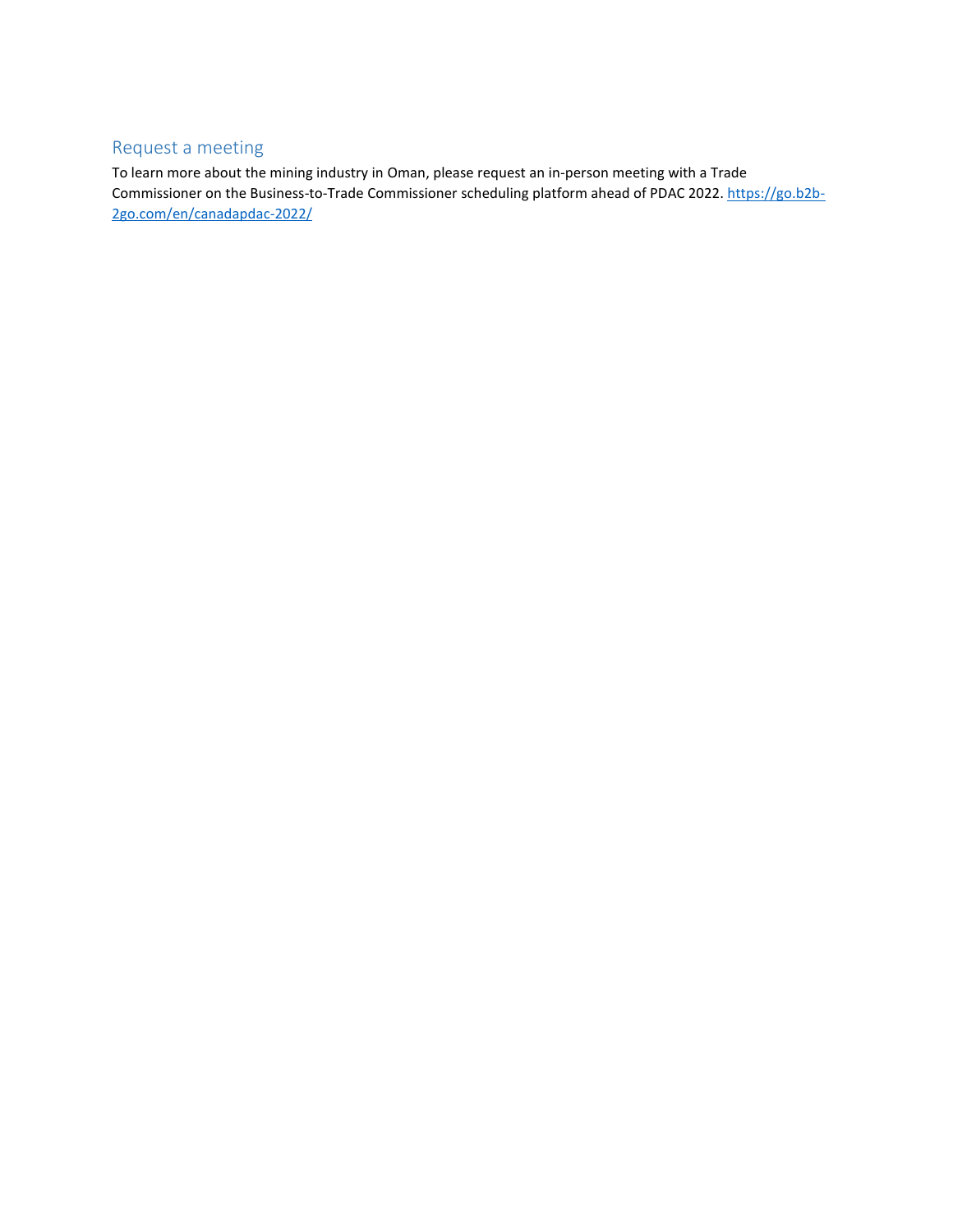## Request a meeting

To learn more about the mining industry in Oman, please request an in-person meeting with a Trade Commissioner on the Business-to-Trade Commissioner scheduling platform ahead of PDAC 2022. [https://go.b2b-2go.com/en/canadapdac-2022/](https://go.b2b-2go.com/en/canadapdac-2022/)